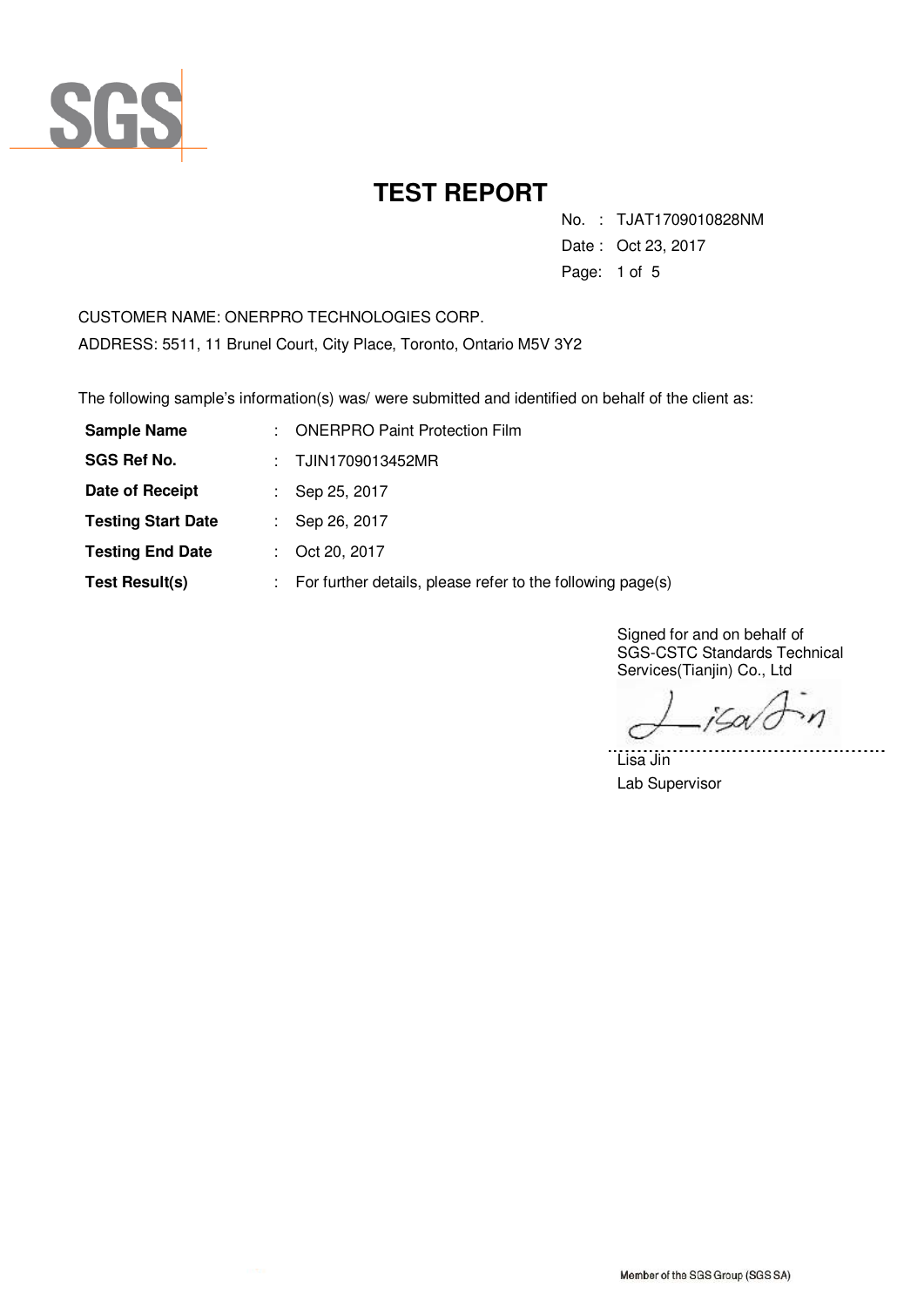SGS

# TEST REPORT

No. : TJAT1709010828NM
Date : Oct 23, 2017

CUSTOMER NAME: ONERPRO TECHNOLOGIES CORP.
ADDRESS: 5511, 11 Brunel Court, City Place, Toronto, Ontario M5V 3Y2

The following sample's information(s) was/ were submitted and identified on behalf of the client as:

| | | |
|---|---|---|
| **Sample Name** | : | ONERPRO Paint Protection Film |
| **SGS Ref No.** | : | TJIN1709013452MR |
| **Date of Receipt** | : | Sep 25, 2017 |
| **Testing Start Date** | : | Sep 26, 2017 |
| **Testing End Date** | : | Oct 20, 2017 |
| **Test Result(s)** | : | For further details, please refer to the following page(s) |

Signed for and on behalf of
SGS-CSTC Standards Technical Services(Tianjin) Co., Ltd

Lisa Jin
Lab Supervisor

Member of the SGS Group (SGS SA)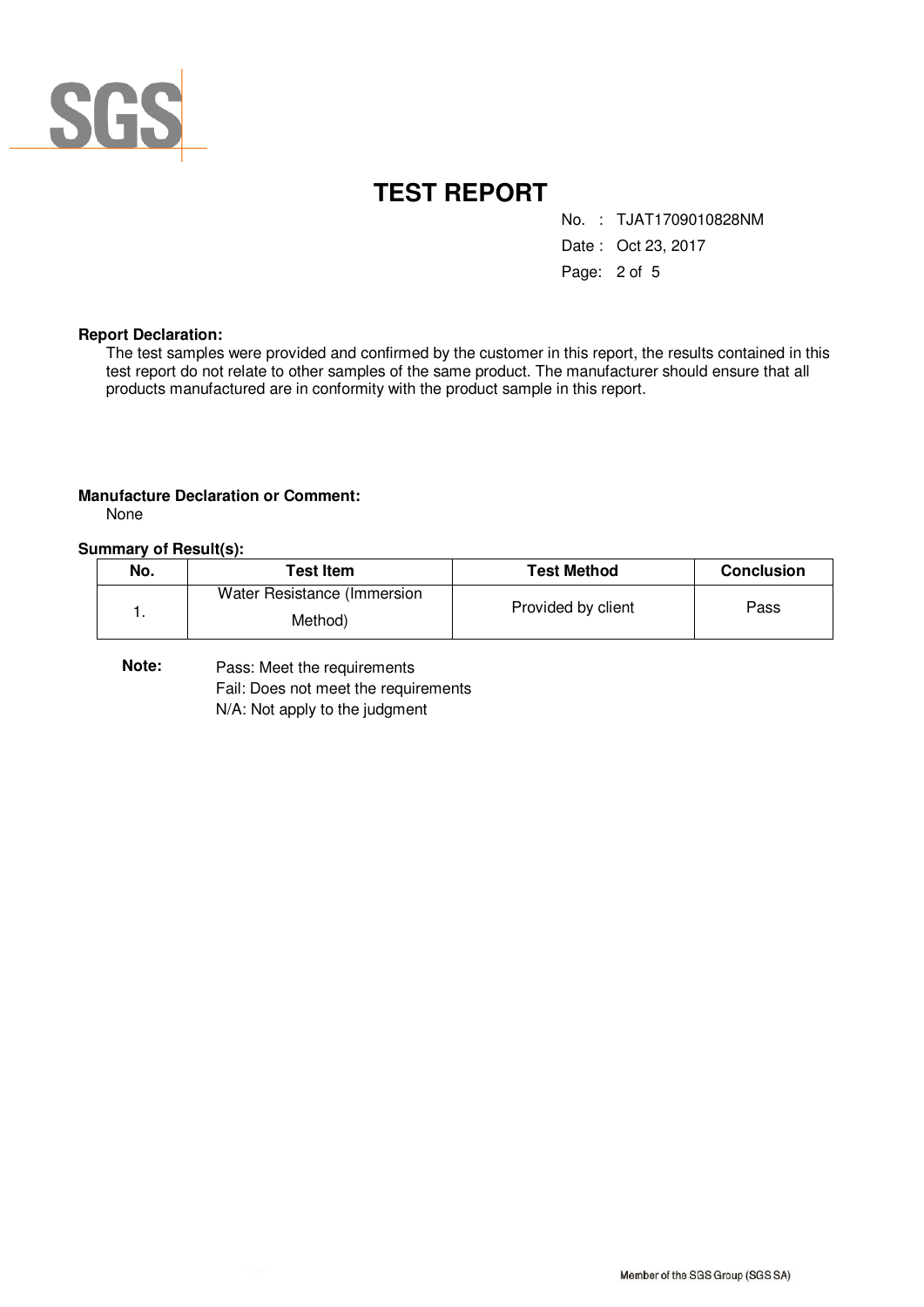# TEST REPORT

No. : TJAT1709010828NM

Date : Oct 23, 2017

**Report Declaration:**

The test samples were provided and confirmed by the customer in this report, the results contained in this test report do not relate to other samples of the same product. The manufacturer should ensure that all products manufactured are in conformity with the product sample in this report.

**Manufacture Declaration or Comment:**

None

**Summary of Result(s):**

| No. | Test Item | Test Method | Conclusion |
|---|---|---|---|
| 1. | Water Resistance (Immersion Method) | Provided by client | Pass |

**Note:** Pass: Meet the requirements
Fail: Does not meet the requirements
N/A: Not apply to the judgment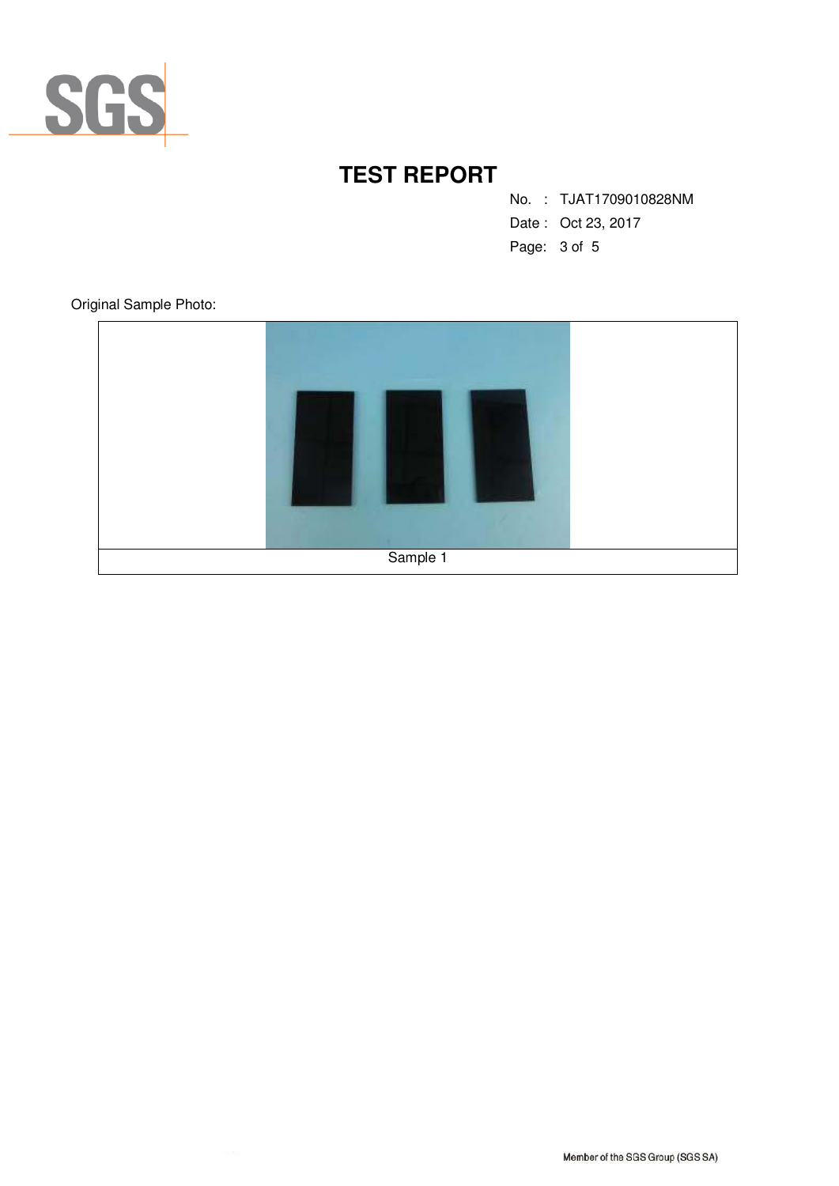# TEST REPORT

No. : TJAT1709010828NM

Date : Oct 23, 2017

Original Sample Photo:

| Sample 1 |
|---|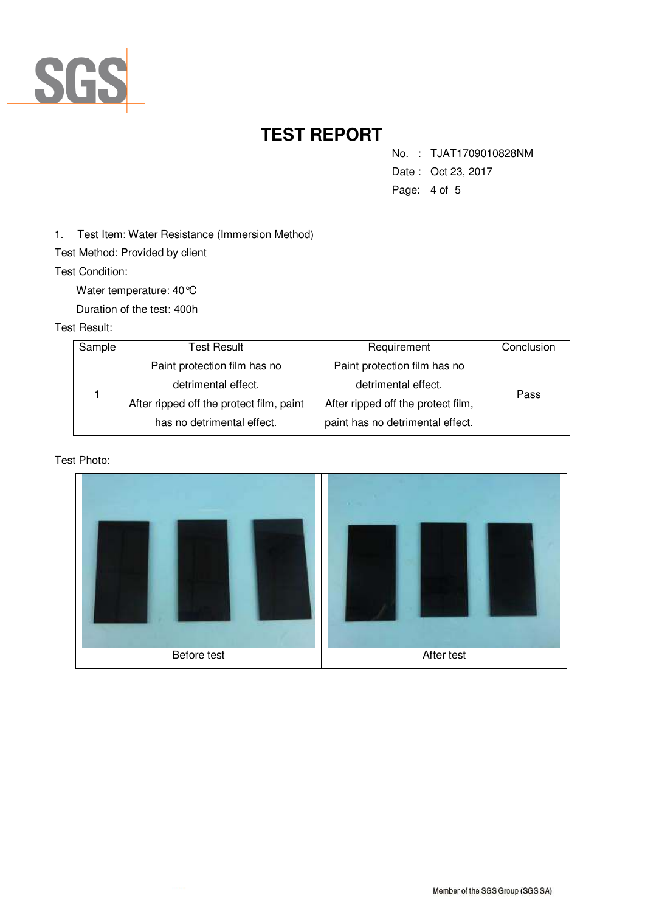# TEST REPORT

No. : TJAT1709010828NM
Date : Oct 23, 2017

1. Test Item: Water Resistance (Immersion Method)

Test Method: Provided by client

Test Condition:

Water temperature: 40℃

Duration of the test: 400h

Test Result:

| Sample | Test Result | Requirement | Conclusion |
|---|---|---|---|
| 1 | Paint protection film has no detrimental effect. After ripped off the protect film, paint has no detrimental effect. | Paint protection film has no detrimental effect. After ripped off the protect film, paint has no detrimental effect. | Pass |

Test Photo:

| Before test | After test |
|---|---|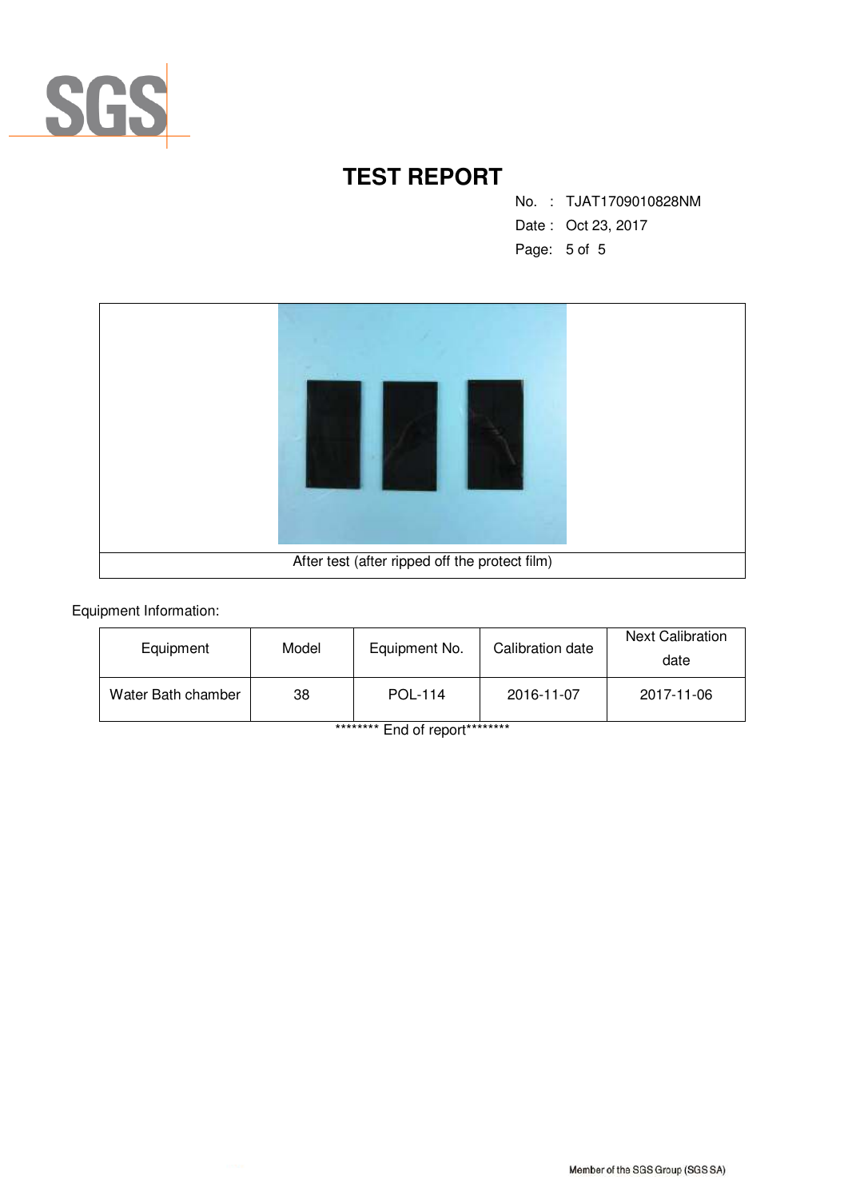# TEST REPORT

No. : TJAT1709010828NM
Date : Oct 23, 2017

After test (after ripped off the protect film)

Equipment Information:

| Equipment | Model | Equipment No. | Calibration date | Next Calibration date |
|---|---|---|---|---|
| Water Bath chamber | 38 | POL-114 | 2016-11-07 | 2017-11-06 |

******** End of report********